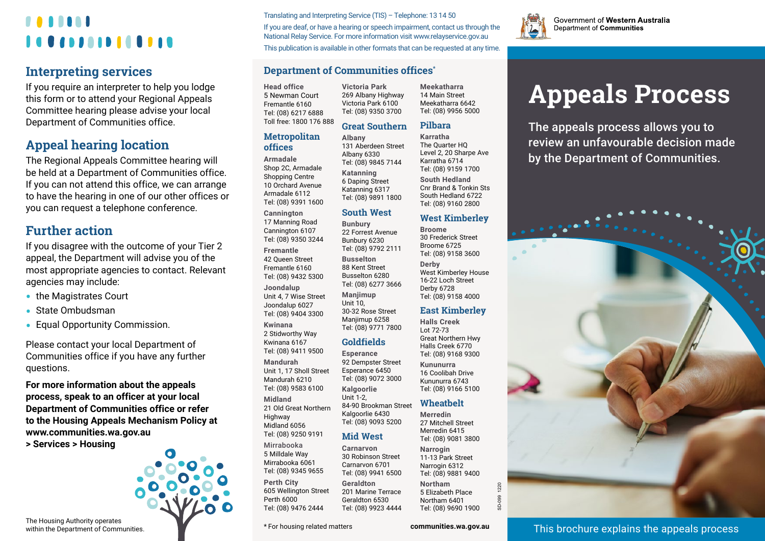## Interpreting services

If you require an interpreter to help you lodge this form or to attend your Regional Appeals Committee hearing please advise your local Department of Communities office.

## Appeal hearing location

The Regional Appeals Committee hearing will be held at a Department of Communities office. If you can not attend this office, we can arrange to have the hearing in one of our other offices or you can request a telephone conference.

## Further action

If you disagree with the outcome of your Tier 2 appeal, the Department will advise you of the most appropriate agencies to contact. Relevant agencies may include:

- the Magistrates Court
- State Ombudsman
- Equal Opportunity Commission.

Please contact your local Department of Communities office if you have any further questions.

**For more information about the appeals process, speak to an officer at your local Department of Communities office or refer to the Housing Appeals Mechanism Policy at www.communities.wa.gov.au > Services > Housing**

The Housing Authority operates within the Department of Communities.

Translating and Interpreting Service (TIS) – Telephone: 13 14 50

If you are deaf, or have a hearing or speech impairment, contact us through the National Relay Service. For more information visit www.relayservice.gov.au

This publication is available in other formats that can be requested at any time.

## Department of Communities offices*

**Head office**
5 Newman Court
Fremantle 6160
Tel: (08) 6217 6888
Toll free: 1800 176 888

### Metropolitan offices

**Armadale**
Shop 2C, Armadale Shopping Centre
10 Orchard Avenue
Armadale 6112
Tel: (08) 9391 1600

**Cannington**
17 Manning Road
Cannington 6107
Tel: (08) 9350 3244

**Fremantle**
42 Queen Street
Fremantle 6160
Tel: (08) 9432 5300

**Joondalup**
Unit 4, 7 Wise Street
Joondalup 6027
Tel: (08) 9404 3300

**Kwinana**
2 Stidworthy Way
Kwinana 6167
Tel: (08) 9411 9500

**Mandurah**
Unit 1, 17 Sholl Street
Mandurah 6210
Tel: (08) 9583 6100

**Midland**
21 Old Great Northern Highway
Midland 6056
Tel: (08) 9250 9191

**Mirrabooka**
5 Milldale Way
Mirrabooka 6061
Tel: (08) 9345 9655

**Perth City**
605 Wellington Street
Perth 6000
Tel: (08) 9476 2444

**Victoria Park**
269 Albany Highway
Victoria Park 6100
Tel: (08) 9350 3700

### Great Southern

**Albany**
131 Aberdeen Street
Albany 6330
Tel: (08) 9845 7144

**Katanning**
6 Daping Street
Katanning 6317
Tel: (08) 9891 1800

### South West

**Bunbury**
22 Forrest Avenue
Bunbury 6230
Tel: (08) 9792 2111

**Busselton**
88 Kent Street
Busselton 6280
Tel: (08) 6277 3666

**Manjimup**
Unit 10,
30-32 Rose Street
Manjimup 6258
Tel: (08) 9771 7800

### Goldfields

**Esperance**
92 Dempster Street
Esperance 6450
Tel: (08) 9072 3000

**Kalgoorlie**
Unit 1-2,
84-90 Brookman Street
Kalgoorlie 6430
Tel: (08) 9093 5200

### Mid West

**Carnarvon**
30 Robinson Street
Carnarvon 6701
Tel: (08) 9941 6500

**Geraldton**
201 Marine Terrace
Geraldton 6530
Tel: (08) 9923 4444

**Meekatharra**
14 Main Street
Meekatharra 6642
Tel: (08) 9956 5000

### Pilbara

**Karratha**
The Quarter HQ
Level 2, 20 Sharpe Ave
Karratha 6714
Tel: (08) 9159 1700

**South Hedland**
Cnr Brand & Tonkin Sts
South Hedland 6722
Tel: (08) 9160 2800

### West Kimberley

**Broome**
30 Frederick Street
Broome 6725
Tel: (08) 9158 3600

**Derby**
West Kimberley House
16-22 Loch Street
Derby 6728
Tel: (08) 9158 4000

### East Kimberley

**Halls Creek**
Lot 72-73
Great Northern Hwy
Halls Creek 6770
Tel: (08) 9168 9300

**Kununurra**
16 Coolibah Drive
Kununurra 6743
Tel: (08) 9166 5100

### Wheatbelt

**Merredin**
27 Mitchell Street
Merredin 6415
Tel: (08) 9081 3800

**Narrogin**
11-13 Park Street
Narrogin 6312
Tel: (08) 9881 9400

**Northam**
5 Elizabeth Place
Northam 6401
Tel: (08) 9690 1900

* For housing related matters

communities.wa.gov.au

SD-099 1220

Government of Western Australia
Department of Communities

# Appeals Process

The appeals process allows you to review an unfavourable decision made by the Department of Communities.

This brochure explains the appeals process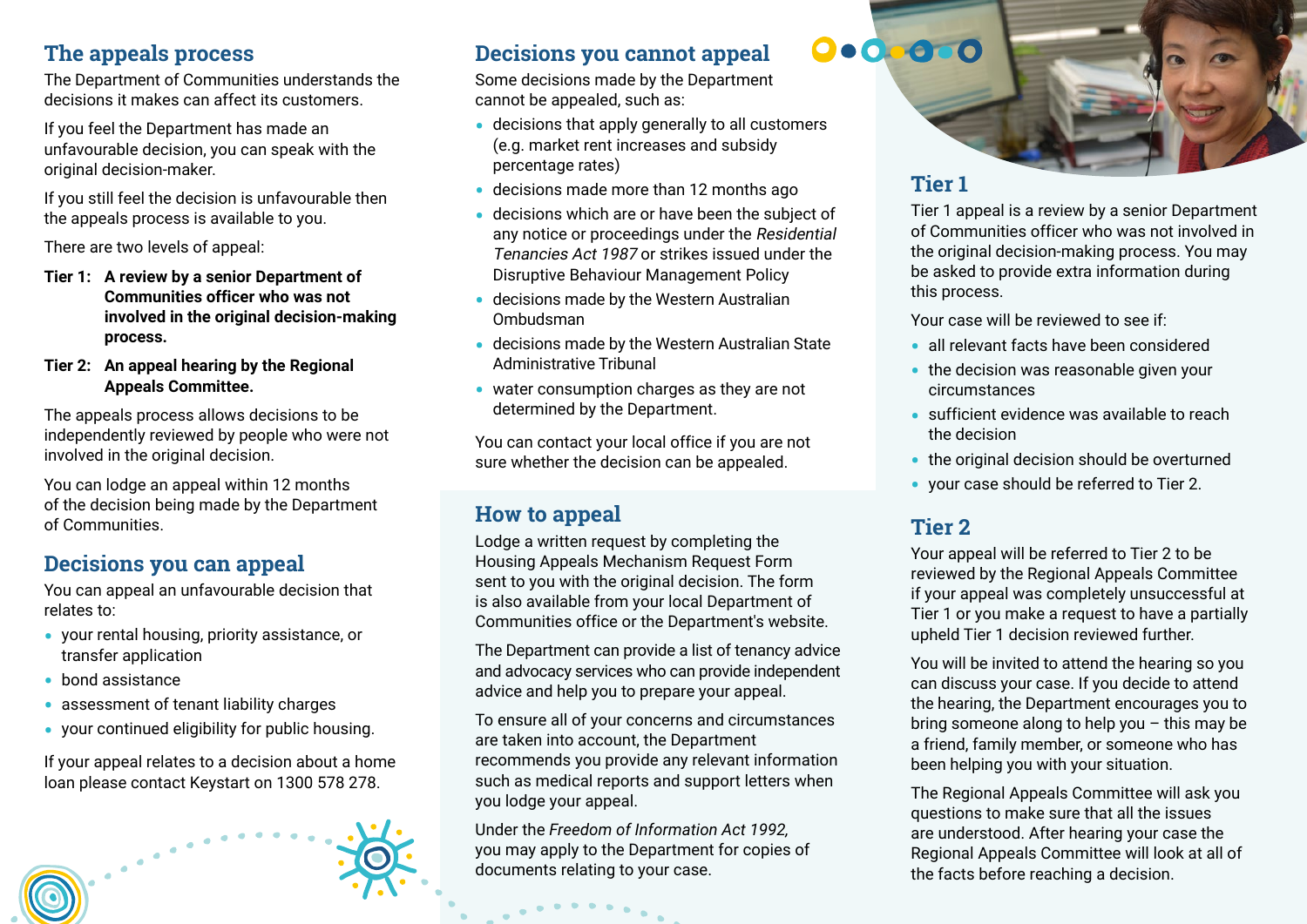## The appeals process

The Department of Communities understands the decisions it makes can affect its customers.

If you feel the Department has made an unfavourable decision, you can speak with the original decision-maker.

If you still feel the decision is unfavourable then the appeals process is available to you.

There are two levels of appeal:

**Tier 1: A review by a senior Department of Communities officer who was not involved in the original decision-making process.**

**Tier 2: An appeal hearing by the Regional Appeals Committee.**

The appeals process allows decisions to be independently reviewed by people who were not involved in the original decision.

You can lodge an appeal within 12 months of the decision being made by the Department of Communities.

## Decisions you can appeal

You can appeal an unfavourable decision that relates to:

- your rental housing, priority assistance, or transfer application
- bond assistance
- assessment of tenant liability charges
- your continued eligibility for public housing.

If your appeal relates to a decision about a home loan please contact Keystart on 1300 578 278.

## Decisions you cannot appeal

Some decisions made by the Department cannot be appealed, such as:

- decisions that apply generally to all customers (e.g. market rent increases and subsidy percentage rates)
- decisions made more than 12 months ago
- decisions which are or have been the subject of any notice or proceedings under the *Residential Tenancies Act 1987* or strikes issued under the Disruptive Behaviour Management Policy
- decisions made by the Western Australian Ombudsman
- decisions made by the Western Australian State Administrative Tribunal
- water consumption charges as they are not determined by the Department.

You can contact your local office if you are not sure whether the decision can be appealed.

## How to appeal

Lodge a written request by completing the Housing Appeals Mechanism Request Form sent to you with the original decision. The form is also available from your local Department of Communities office or the Department's website.

The Department can provide a list of tenancy advice and advocacy services who can provide independent advice and help you to prepare your appeal.

To ensure all of your concerns and circumstances are taken into account, the Department recommends you provide any relevant information such as medical reports and support letters when you lodge your appeal.

Under the *Freedom of Information Act 1992,* you may apply to the Department for copies of documents relating to your case.

## Tier 1

Tier 1 appeal is a review by a senior Department of Communities officer who was not involved in the original decision-making process. You may be asked to provide extra information during this process.

Your case will be reviewed to see if:

- all relevant facts have been considered
- the decision was reasonable given your circumstances
- sufficient evidence was available to reach the decision
- the original decision should be overturned
- your case should be referred to Tier 2.

## Tier 2

Your appeal will be referred to Tier 2 to be reviewed by the Regional Appeals Committee if your appeal was completely unsuccessful at Tier 1 or you make a request to have a partially upheld Tier 1 decision reviewed further.

You will be invited to attend the hearing so you can discuss your case. If you decide to attend the hearing, the Department encourages you to bring someone along to help you – this may be a friend, family member, or someone who has been helping you with your situation.

The Regional Appeals Committee will ask you questions to make sure that all the issues are understood. After hearing your case the Regional Appeals Committee will look at all of the facts before reaching a decision.